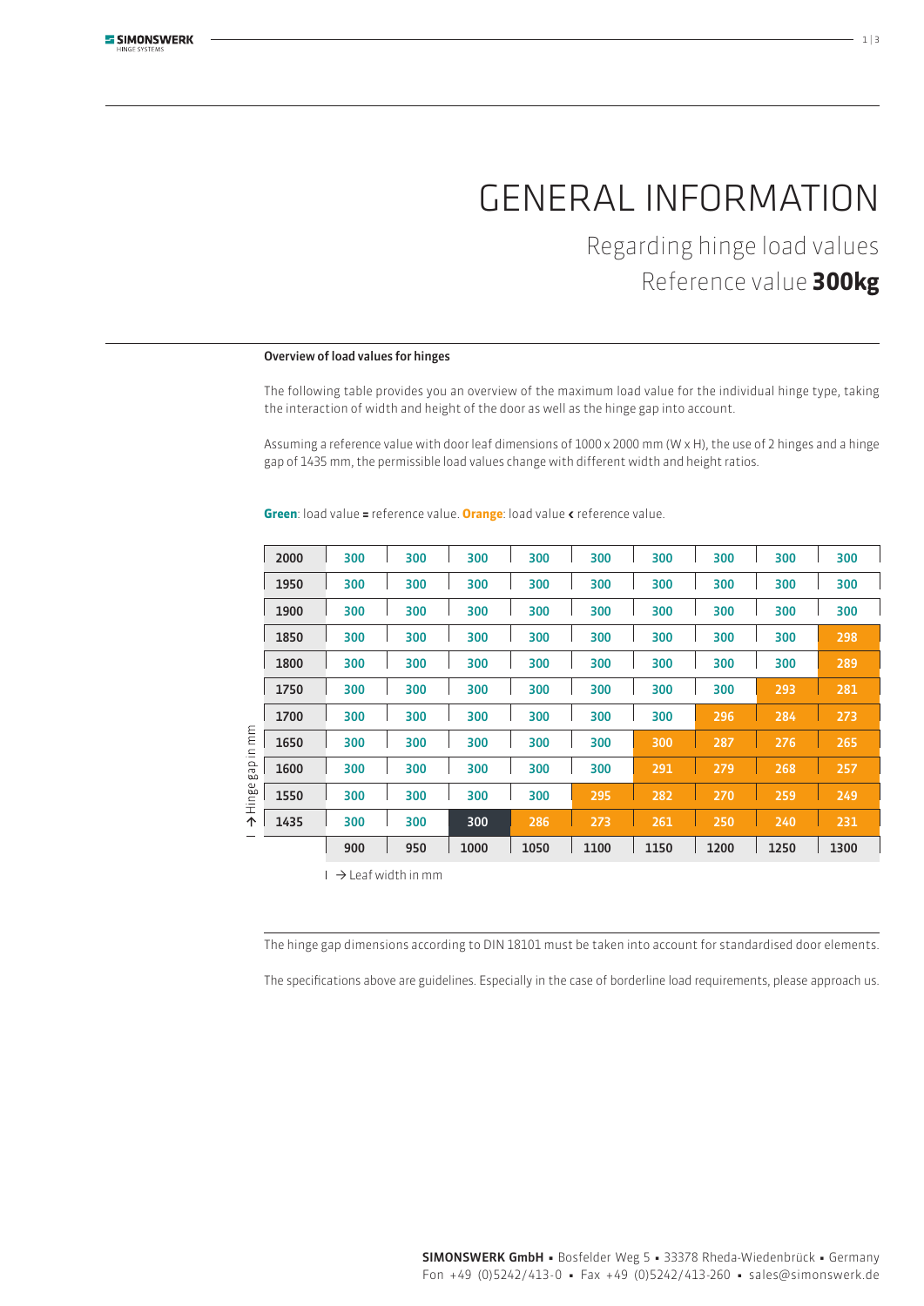# GENERAL INFORMATION

## Regarding hinge load values
## Reference value **300kg**

**Overview of load values for hinges**

The following table provides you an overview of the maximum load value for the individual hinge type, taking the interaction of width and height of the door as well as the hinge gap into account.

Assuming a reference value with door leaf dimensions of 1000 x 2000 mm (W x H), the use of 2 hinges and a hinge gap of 1435 mm, the permissible load values change with different width and height ratios.

**Green**: load value = reference value. **Orange**: load value < reference value.

| Hinge gap in mm | | | | | | | | | |
|---|---|---|---|---|---|---|---|---|---|
| **2000** | 300 | 300 | 300 | 300 | 300 | 300 | 300 | 300 | 300 |
| **1950** | 300 | 300 | 300 | 300 | 300 | 300 | 300 | 300 | 300 |
| **1900** | 300 | 300 | 300 | 300 | 300 | 300 | 300 | 300 | 300 |
| **1850** | 300 | 300 | 300 | 300 | 300 | 300 | 300 | 300 | 298 |
| **1800** | 300 | 300 | 300 | 300 | 300 | 300 | 300 | 300 | 289 |
| **1750** | 300 | 300 | 300 | 300 | 300 | 300 | 300 | 293 | 281 |
| **1700** | 300 | 300 | 300 | 300 | 300 | 300 | 296 | 284 | 273 |
| **1650** | 300 | 300 | 300 | 300 | 300 | 300 | 287 | 276 | 265 |
| **1600** | 300 | 300 | 300 | 300 | 300 | 291 | 279 | 268 | 257 |
| **1550** | 300 | 300 | 300 | 300 | 295 | 282 | 270 | 259 | 249 |
| **1435** | 300 | 300 | 300 | 286 | 273 | 261 | 250 | 240 | 231 |
| | **900** | **950** | **1000** | **1050** | **1100** | **1150** | **1200** | **1250** | **1300** |

→ Leaf width in mm

The hinge gap dimensions according to DIN 18101 must be taken into account for standardised door elements.

The specifications above are guidelines. Especially in the case of borderline load requirements, please approach us.

**SIMONSWERK GmbH** ▪ Bosfelder Weg 5 ▪ 33378 Rheda-Wiedenbrück ▪ Germany
Fon +49 (0)5242/413-0 ▪ Fax +49 (0)5242/413-260 ▪ sales@simonswerk.de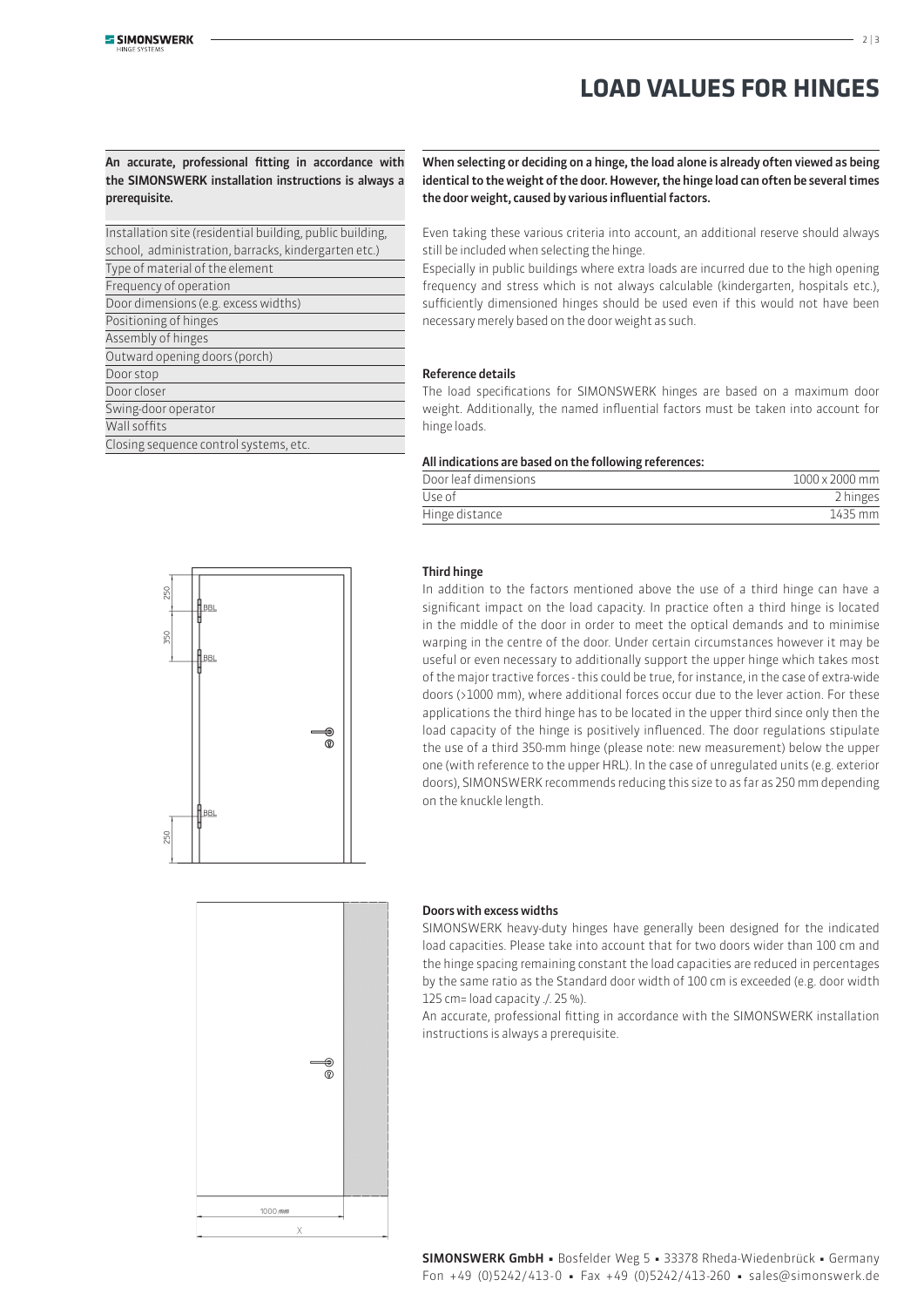// LOAD VALUES FOR HINGES

# LOAD VALUES FOR HINGES

**An accurate, professional fitting in accordance with the SIMONSWERK installation instructions is always a prerequisite.**

| |
|---|
| Installation site (residential building, public building, school, administration, barracks, kindergarten etc.) |
| Type of material of the element |
| Frequency of operation |
| Door dimensions (e.g. excess widths) |
| Positioning of hinges |
| Assembly of hinges |
| Outward opening doors (porch) |
| Door stop |
| Door closer |
| Swing-door operator |
| Wall soffits |
| Closing sequence control systems, etc. |

**When selecting or deciding on a hinge, the load alone is already often viewed as being identical to the weight of the door. However, the hinge load can often be several times the door weight, caused by various influential factors.**

Even taking these various criteria into account, an additional reserve should always still be included when selecting the hinge.

Especially in public buildings where extra loads are incurred due to the high opening frequency and stress which is not always calculable (kindergarten, hospitals etc.), sufficiently dimensioned hinges should be used even if this would not have been necessary merely based on the door weight as such.

**Reference details**

The load specifications for SIMONSWERK hinges are based on a maximum door weight. Additionally, the named influential factors must be taken into account for hinge loads.

**All indications are based on the following references:**

| | |
|---|---|
| Door leaf dimensions | 1000 x 2000 mm |
| Use of | 2 hinges |
| Hinge distance | 1435 mm |

**Third hinge**

In addition to the factors mentioned above the use of a third hinge can have a significant impact on the load capacity. In practice often a third hinge is located in the middle of the door in order to meet the optical demands and to minimise warping in the centre of the door. Under certain circumstances however it may be useful or even necessary to additionally support the upper hinge which takes most of the major tractive forces - this could be true, for instance, in the case of extra-wide doors (>1000 mm), where additional forces occur due to the lever action. For these applications the third hinge has to be located in the upper third since only then the load capacity of the hinge is positively influenced. The door regulations stipulate the use of a third 350-mm hinge (please note: new measurement) below the upper one (with reference to the upper HRL). In the case of unregulated units (e.g. exterior doors), SIMONSWERK recommends reducing this size to as far as 250 mm depending on the knuckle length.

**Doors with excess widths**

SIMONSWERK heavy-duty hinges have generally been designed for the indicated load capacities. Please take into account that for two doors wider than 100 cm and the hinge spacing remaining constant the load capacities are reduced in percentages by the same ratio as the Standard door width of 100 cm is exceeded (e.g. door width 125 cm= load capacity ./. 25 %).

An accurate, professional fitting in accordance with the SIMONSWERK installation instructions is always a prerequisite.

**SIMONSWERK GmbH** ▪ Bosfelder Weg 5 ▪ 33378 Rheda-Wiedenbrück ▪ Germany
Fon +49 (0)5242/413-0 ▪ Fax +49 (0)5242/413-260 ▪ sales@simonswerk.de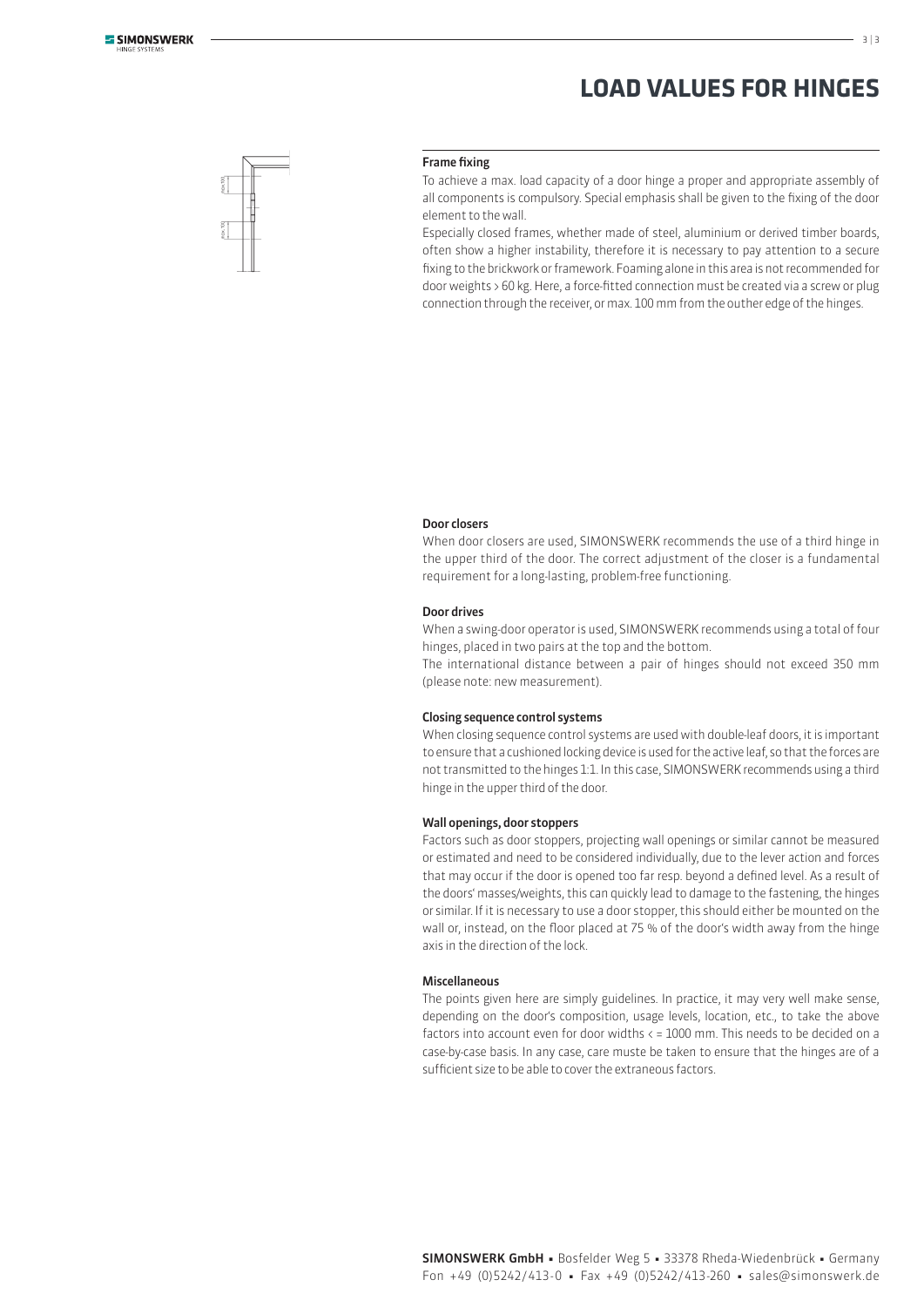// LOAD VALUES FOR HINGES

# LOAD VALUES FOR HINGES

**Frame fixing**

To achieve a max. load capacity of a door hinge a proper and appropriate assembly of all components is compulsory. Special emphasis shall be given to the fixing of the door element to the wall.

Especially closed frames, whether made of steel, aluminium or derived timber boards, often show a higher instability, therefore it is necessary to pay attention to a secure fixing to the brickwork or framework. Foaming alone in this area is not recommended for door weights > 60 kg. Here, a force-fitted connection must be created via a screw or plug connection through the receiver, or max. 100 mm from the outher edge of the hinges.

**Door closers**

When door closers are used, SIMONSWERK recommends the use of a third hinge in the upper third of the door. The correct adjustment of the closer is a fundamental requirement for a long-lasting, problem-free functioning.

**Door drives**

When a swing-door operator is used, SIMONSWERK recommends using a total of four hinges, placed in two pairs at the top and the bottom.

The international distance between a pair of hinges should not exceed 350 mm (please note: new measurement).

**Closing sequence control systems**

When closing sequence control systems are used with double-leaf doors, it is important to ensure that a cushioned locking device is used for the active leaf, so that the forces are not transmitted to the hinges 1:1. In this case, SIMONSWERK recommends using a third hinge in the upper third of the door.

**Wall openings, door stoppers**

Factors such as door stoppers, projecting wall openings or similar cannot be measured or estimated and need to be considered individually, due to the lever action and forces that may occur if the door is opened too far resp. beyond a defined level. As a result of the doors' masses/weights, this can quickly lead to damage to the fastening, the hinges or similar. If it is necessary to use a door stopper, this should either be mounted on the wall or, instead, on the floor placed at 75 % of the door's width away from the hinge axis in the direction of the lock.

**Miscellaneous**

The points given here are simply guidelines. In practice, it may very well make sense, depending on the door's composition, usage levels, location, etc., to take the above factors into account even for door widths < = 1000 mm. This needs to be decided on a case-by-case basis. In any case, care muste be taken to ensure that the hinges are of a sufficient size to be able to cover the extraneous factors.

**SIMONSWERK GmbH** ▪ Bosfelder Weg 5 ▪ 33378 Rheda-Wiedenbrück ▪ Germany
Fon +49 (0)5242/413-0 ▪ Fax +49 (0)5242/413-260 ▪ sales@simonswerk.de